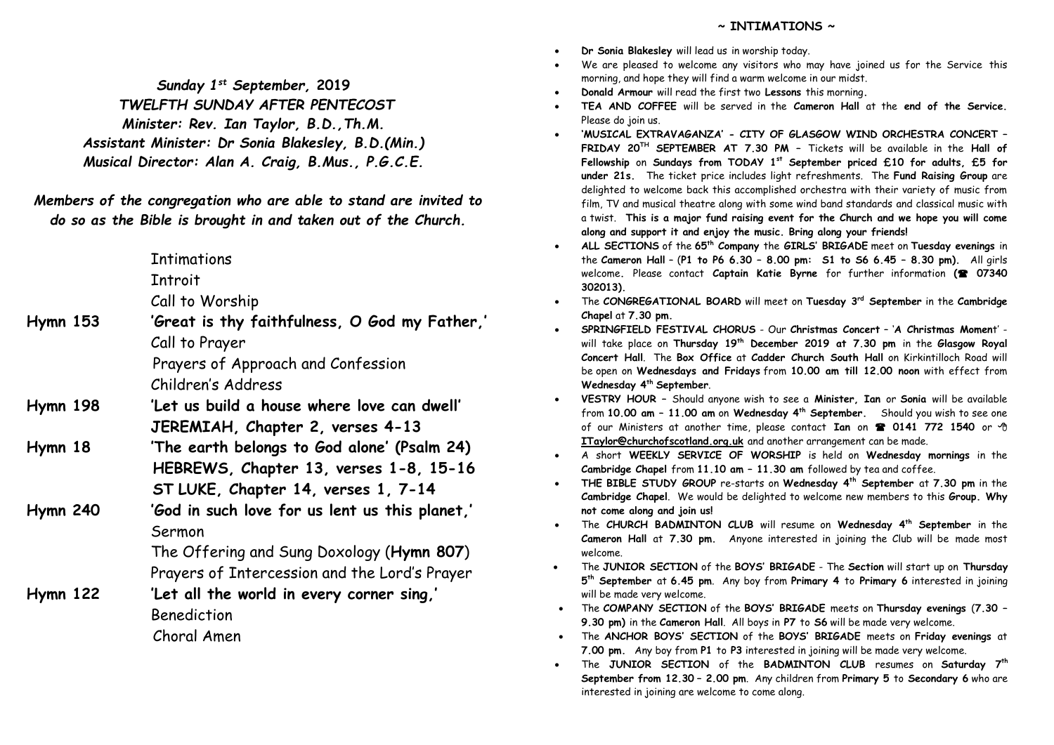*Sunday 1st September, 2019*
*TWELFTH SUNDAY AFTER PENTECOST*
*Minister: Rev. Ian Taylor, B.D.,Th.M.*
*Assistant Minister: Dr Sonia Blakesley, B.D.(Min.)*
*Musical Director: Alan A. Craig, B.Mus., P.G.C.E.*

*Members of the congregation who are able to stand are invited to do so as the Bible is brought in and taken out of the Church.*

Intimations
Introit
Call to Worship
**Hymn 153** **'Great is thy faithfulness, O God my Father,'**
Call to Prayer
Prayers of Approach and Confession
Children's Address
**Hymn 198** **'Let us build a house where love can dwell'**
**JEREMIAH, Chapter 2, verses 4-13**
**Hymn 18** **'The earth belongs to God alone' (Psalm 24)**
**HEBREWS, Chapter 13, verses 1-8, 15-16**
**ST LUKE, Chapter 14, verses 1, 7-14**
**Hymn 240** **'God in such love for us lent us this planet,'**
Sermon
The Offering and Sung Doxology (**Hymn 807**)
Prayers of Intercession and the Lord's Prayer
**Hymn 122** **'Let all the world in every corner sing,'**
Benediction
Choral Amen

## ~ INTIMATIONS ~

- **Dr Sonia Blakesley** will lead us in worship today.
- We are pleased to welcome any visitors who may have joined us for the Service this morning, and hope they will find a warm welcome in our midst.
- **Donald Armour** will read the first two **Lessons** this morning.
- **TEA AND COFFEE** will be served in the **Cameron Hall** at the **end of the Service.** Please do join us.
- **'MUSICAL EXTRAVAGANZA' - CITY OF GLASGOW WIND ORCHESTRA CONCERT – FRIDAY 20TH SEPTEMBER AT 7.30 PM –** Tickets will be available in the **Hall of Fellowship** on **Sundays from TODAY 1st September priced £10 for adults, £5 for under 21s.** The ticket price includes light refreshments. The **Fund Raising Group** are delighted to welcome back this accomplished orchestra with their variety of music from film, TV and musical theatre along with some wind band standards and classical music with a twist. **This is a major fund raising event for the Church and we hope you will come along and support it and enjoy the music. Bring along your friends!**
- **ALL SECTIONS** of the **65th Company** the **GIRLS' BRIGADE** meet on **Tuesday evenings** in the **Cameron Hall** – (**P1 to P6 6.30 – 8.00 pm: S1 to S6 6.45 – 8.30 pm).** All girls welcome. Please contact **Captain Katie Byrne** for further information (☎ **07340 302013).**
- The **CONGREGATIONAL BOARD** will meet on **Tuesday 3rd September** in the **Cambridge Chapel** at **7.30 pm.**
- **SPRINGFIELD FESTIVAL CHORUS** - Our **Christmas Concert** – '**A Christmas Moment**' - will take place on **Thursday 19th December 2019 at 7.30 pm** in the **Glasgow Royal Concert Hall**. The **Box Office** at **Cadder Church South Hall** on Kirkintilloch Road will be open on **Wednesdays and Fridays** from **10.00 am till 12.00 noon** with effect from **Wednesday 4th September**.
- **VESTRY HOUR –** Should anyone wish to see a **Minister, Ian** or **Sonia** will be available from **10.00 am – 11.00 am** on **Wednesday 4th September.** Should you wish to see one of our Ministers at another time, please contact **Ian** on ☎ **0141 772 1540** or **ITaylor@churchofscotland.org.uk** and another arrangement can be made.
- A short **WEEKLY SERVICE OF WORSHIP** is held on **Wednesday mornings** in the **Cambridge Chapel** from **11.10 am – 11.30 am** followed by tea and coffee.
- **THE BIBLE STUDY GROUP** re-starts on **Wednesday 4th September** at **7.30 pm** in the **Cambridge Chapel**. We would be delighted to welcome new members to this **Group. Why not come along and join us!**
- The **CHURCH BADMINTON CLUB** will resume on **Wednesday 4th September** in the **Cameron Hall** at **7.30 pm.** Anyone interested in joining the Club will be made most welcome.
- The **JUNIOR SECTION** of the **BOYS' BRIGADE** - The **Section** will start up on **Thursday 5th September** at **6.45 pm**. Any boy from **Primary 4** to **Primary 6** interested in joining will be made very welcome.
- The **COMPANY SECTION** of the **BOYS' BRIGADE** meets on **Thursday evenings** (**7.30 – 9.30 pm)** in the **Cameron Hall**. All boys in **P7** to **S6** will be made very welcome.
- The **ANCHOR BOYS' SECTION** of the **BOYS' BRIGADE** meets on **Friday evenings** at **7.00 pm.** Any boy from **P1** to **P3** interested in joining will be made very welcome.
- The **JUNIOR SECTION** of the **BADMINTON CLUB** resumes on **Saturday 7th September from 12.30 – 2.00 pm**. Any children from **Primary 5** to **Secondary 6** who are interested in joining are welcome to come along.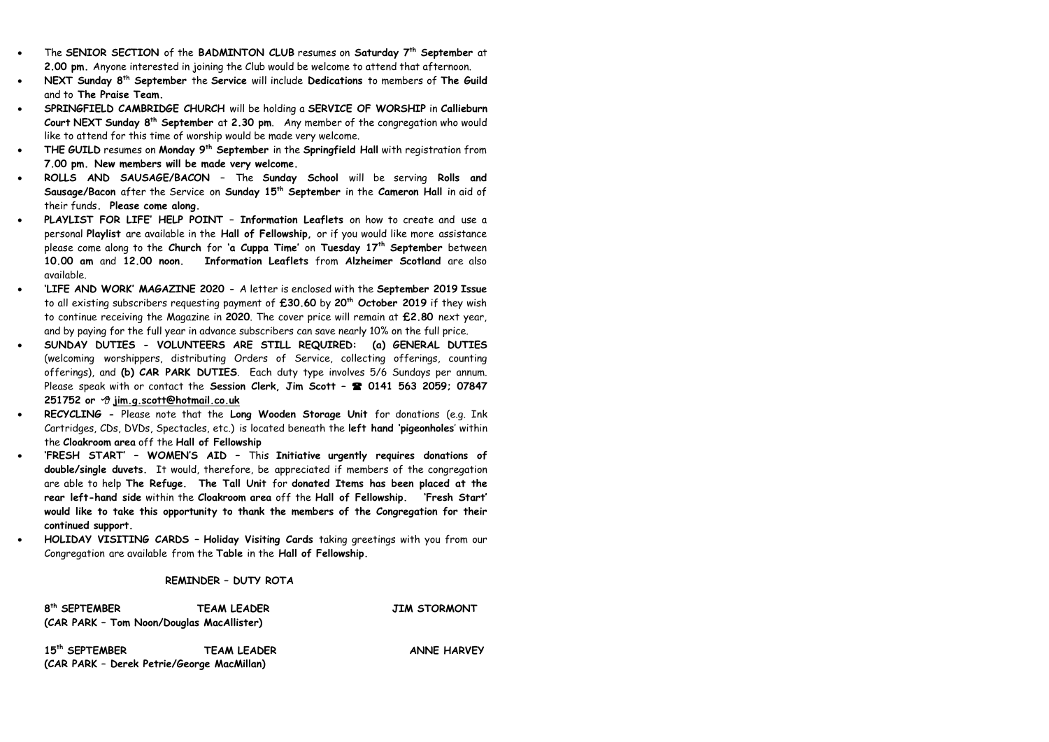- The **SENIOR SECTION** of the **BADMINTON CLUB** resumes on **Saturday 7th September** at **2.00 pm.** Anyone interested in joining the Club would be welcome to attend that afternoon.
- **NEXT Sunday 8th September** the **Service** will include **Dedications** to members of **The Guild** and to **The Praise Team.**
- **SPRINGFIELD CAMBRIDGE CHURCH** will be holding a **SERVICE OF WORSHIP** in **Callieburn Court NEXT Sunday 8th September** at **2.30 pm**. Any member of the congregation who would like to attend for this time of worship would be made very welcome.
- **THE GUILD** resumes on **Monday 9th September** in the **Springfield Hall** with registration from **7.00 pm. New members will be made very welcome.**
- **ROLLS AND SAUSAGE/BACON** – The **Sunday School** will be serving **Rolls and Sausage/Bacon** after the Service on **Sunday 15th September** in the **Cameron Hall** in aid of their funds**. Please come along.**
- **PLAYLIST FOR LIFE' HELP POINT – Information Leaflets** on how to create and use a personal **Playlist** are available in the **Hall of Fellowship,** or if you would like more assistance please come along to the **Church** for **'a Cuppa Time'** on **Tuesday 17th September** between **10.00 am** and **12.00 noon. Information Leaflets** from **Alzheimer Scotland** are also available.
- **'LIFE AND WORK' MAGAZINE 2020 -** A letter is enclosed with the **September 2019 Issue** to all existing subscribers requesting payment of **£30.60** by **20th October 2019** if they wish to continue receiving the Magazine in **2020**. The cover price will remain at **£2.80** next year, and by paying for the full year in advance subscribers can save nearly 10% on the full price.
- **SUNDAY DUTIES - VOLUNTEERS ARE STILL REQUIRED: (a) GENERAL DUTIES** (welcoming worshippers, distributing Orders of Service, collecting offerings, counting offerings), and **(b) CAR PARK DUTIES**. Each duty type involves 5/6 Sundays per annum. Please speak with or contact the **Session Clerk, Jim Scott – ☎ 0141 563 2059; 07847 251752 or ✉ jim.g.scott@hotmail.co.uk**
- **RECYCLING -** Please note that the **Long Wooden Storage Unit** for donations (e.g. Ink Cartridges, CDs, DVDs, Spectacles, etc.) is located beneath the **left hand 'pigeonholes'** within the **Cloakroom area** off the **Hall of Fellowship**
- **'FRESH START' – WOMEN'S AID –** This **Initiative urgently requires donations of double/single duvets.** It would, therefore, be appreciated if members of the congregation are able to help **The Refuge. The Tall Unit** for **donated Items has been placed at the rear left-hand side** within the **Cloakroom area** off the **Hall of Fellowship. 'Fresh Start' would like to take this opportunity to thank the members of the Congregation for their continued support.**
- **HOLIDAY VISITING CARDS – Holiday Visiting Cards** taking greetings with you from our Congregation are available from the **Table** in the **Hall of Fellowship.**

**REMINDER – DUTY ROTA**

**8th SEPTEMBER** **TEAM LEADER** **JIM STORMONT**
**(CAR PARK – Tom Noon/Douglas MacAllister)**

**15th SEPTEMBER** **TEAM LEADER** **ANNE HARVEY**
**(CAR PARK – Derek Petrie/George MacMillan)**